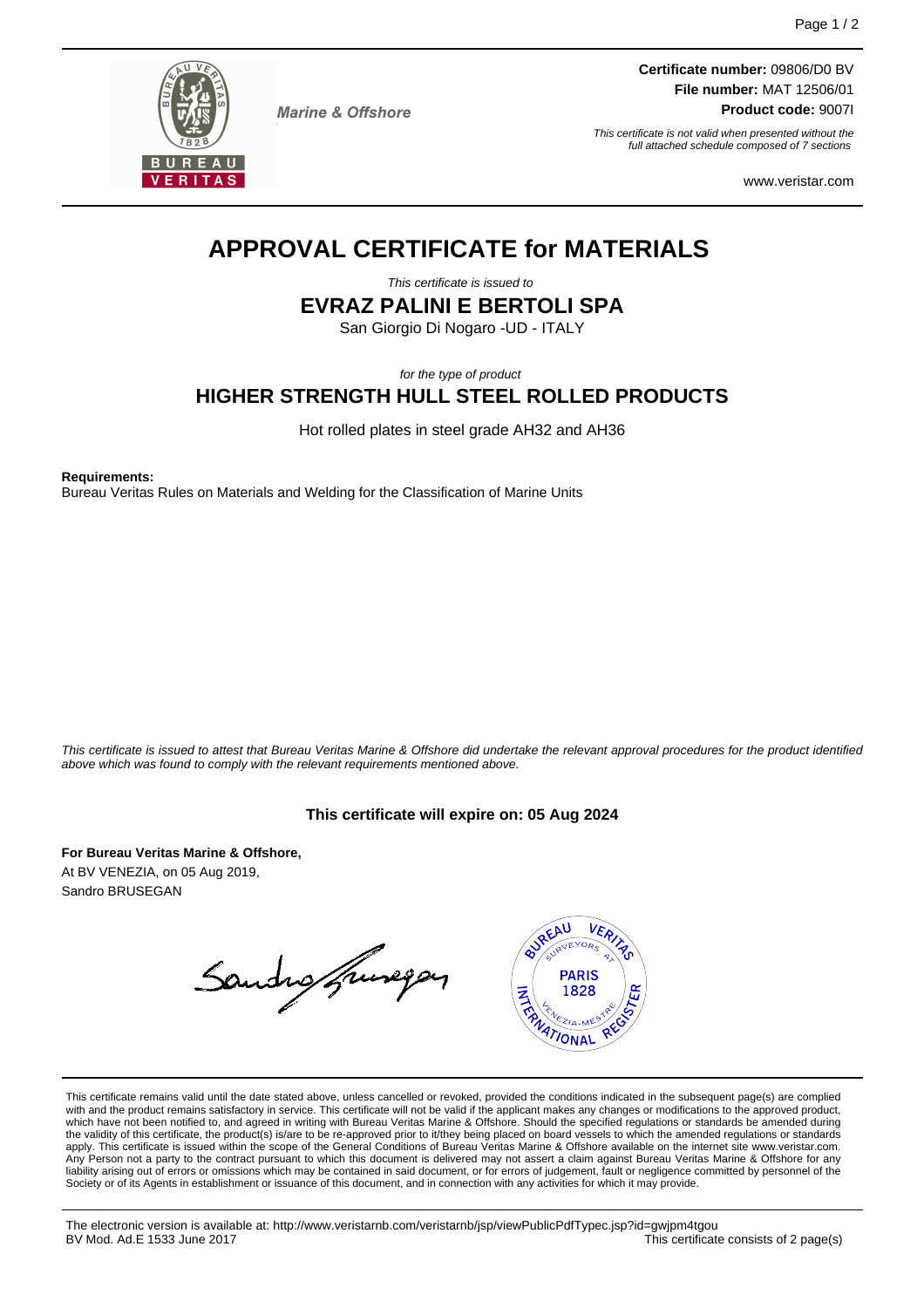Marine & Offshore

**Certificate number:** 09806/D0 BV
**File number:** MAT 12506/01
**Product code:** 9007I

*This certificate is not valid when presented without the full attached schedule composed of 7 sections*

www.veristar.com

# APPROVAL CERTIFICATE for MATERIALS

*This certificate is issued to*

## EVRAZ PALINI E BERTOLI SPA

San Giorgio Di Nogaro -UD - ITALY

*for the type of product*

## HIGHER STRENGTH HULL STEEL ROLLED PRODUCTS

Hot rolled plates in steel grade AH32 and AH36

**Requirements:**
Bureau Veritas Rules on Materials and Welding for the Classification of Marine Units

*This certificate is issued to attest that Bureau Veritas Marine & Offshore did undertake the relevant approval procedures for the product identified above which was found to comply with the relevant requirements mentioned above.*

**This certificate will expire on: 05 Aug 2024**

**For Bureau Veritas Marine & Offshore,**
At BV VENEZIA, on 05 Aug 2019,
Sandro BRUSEGAN

This certificate remains valid until the date stated above, unless cancelled or revoked, provided the conditions indicated in the subsequent page(s) are complied with and the product remains satisfactory in service. This certificate will not be valid if the applicant makes any changes or modifications to the approved product, which have not been notified to, and agreed in writing with Bureau Veritas Marine & Offshore. Should the specified regulations or standards be amended during the validity of this certificate, the product(s) is/are to be re-approved prior to it/they being placed on board vessels to which the amended regulations or standards apply. This certificate is issued within the scope of the General Conditions of Bureau Veritas Marine & Offshore available on the internet site www.veristar.com. Any Person not a party to the contract pursuant to which this document is delivered may not assert a claim against Bureau Veritas Marine & Offshore for any liability arising out of errors or omissions which may be contained in said document, or for errors of judgement, fault or negligence committed by personnel of the Society or of its Agents in establishment or issuance of this document, and in connection with any activities for which it may provide.

The electronic version is available at: http://www.veristarnb.com/veristarnb/jsp/viewPublicPdfTypec.jsp?id=gwjpm4tgou
BV Mod. Ad.E 1533 June 2017

This certificate consists of 2 page(s)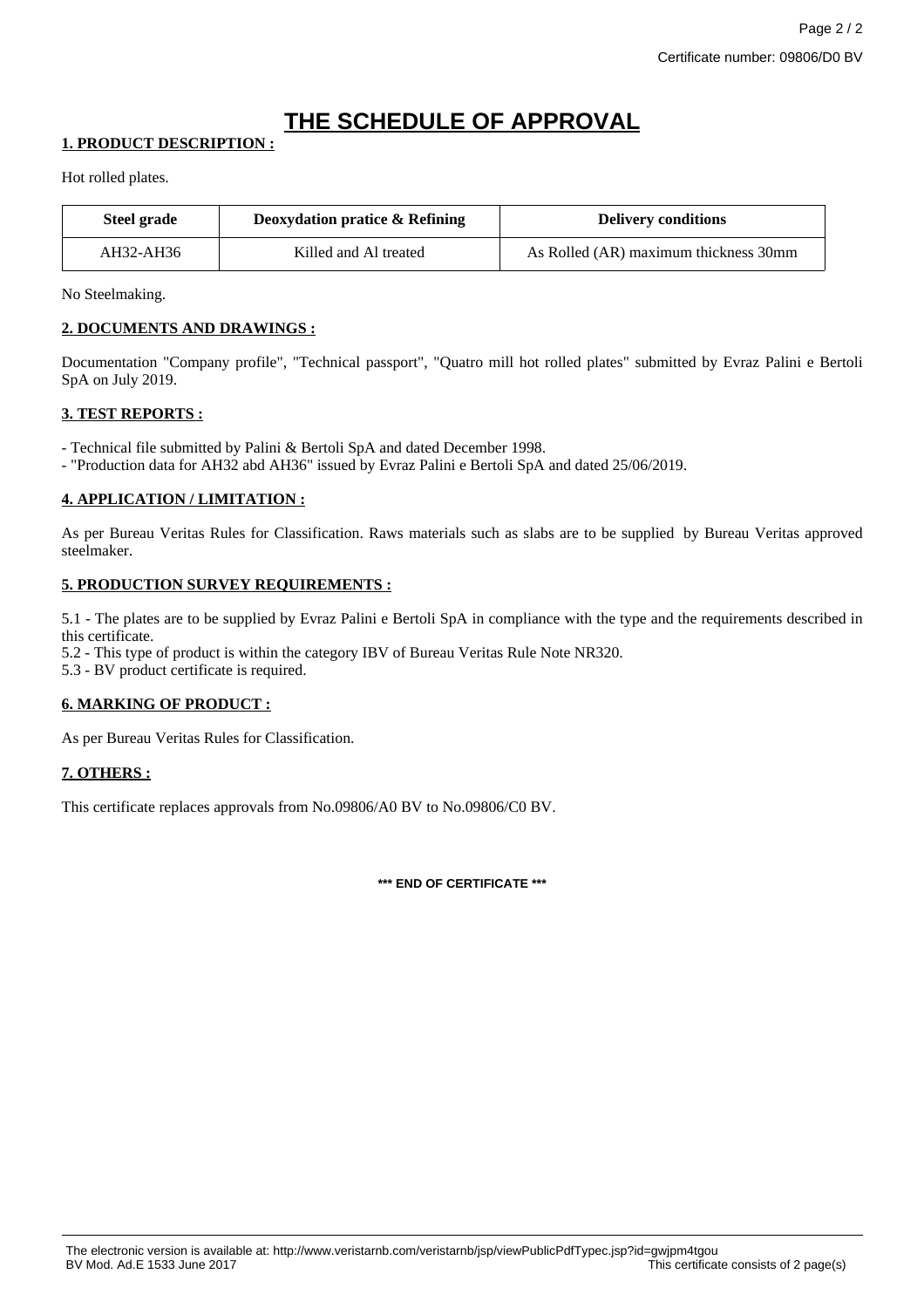# THE SCHEDULE OF APPROVAL

**1. PRODUCT DESCRIPTION :**

Hot rolled plates.

| Steel grade | Deoxydation pratice & Refining | Delivery conditions |
|---|---|---|
| AH32-AH36 | Killed and Al treated | As Rolled (AR) maximum thickness 30mm |

No Steelmaking.

**2. DOCUMENTS AND DRAWINGS :**

Documentation "Company profile", "Technical passport", "Quatro mill hot rolled plates" submitted by Evraz Palini e Bertoli SpA on July 2019.

**3. TEST REPORTS :**

- Technical file submitted by Palini & Bertoli SpA and dated December 1998.
- "Production data for AH32 abd AH36" issued by Evraz Palini e Bertoli SpA and dated 25/06/2019.

**4. APPLICATION / LIMITATION :**

As per Bureau Veritas Rules for Classification. Raws materials such as slabs are to be supplied by Bureau Veritas approved steelmaker.

**5. PRODUCTION SURVEY REQUIREMENTS :**

5.1 - The plates are to be supplied by Evraz Palini e Bertoli SpA in compliance with the type and the requirements described in this certificate.
5.2 - This type of product is within the category IBV of Bureau Veritas Rule Note NR320.
5.3 - BV product certificate is required.

**6. MARKING OF PRODUCT :**

As per Bureau Veritas Rules for Classification.

**7. OTHERS :**

This certificate replaces approvals from No.09806/A0 BV to No.09806/C0 BV.

**\*\*\* END OF CERTIFICATE \*\*\***

The electronic version is available at: http://www.veristarnb.com/veristarnb/jsp/viewPublicPdfTypec.jsp?id=gwjpm4tgou
BV Mod. Ad.E 1533 June 2017